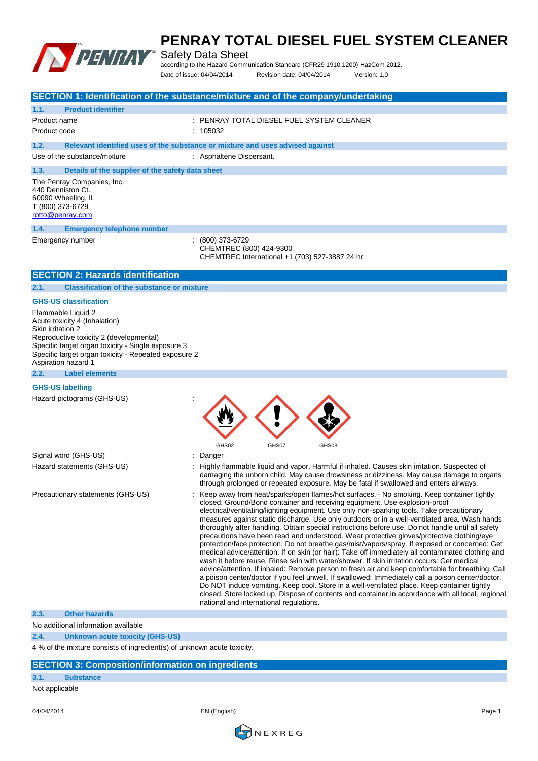# PENRAY TOTAL DIESEL FUEL SYSTEM CLEANER

Safety Data Sheet

according to the Hazard Communication Standard (CFR29 1910.1200) HazCom 2012.

Date of issue: 04/04/2014 Revision date: 04/04/2014 Version: 1.0

## SECTION 1: Identification of the substance/mixture and of the company/undertaking

### 1.1. Product identifier

Product name : PENRAY TOTAL DIESEL FUEL SYSTEM CLEANER

Product code : 105032

### 1.2. Relevant identified uses of the substance or mixture and uses advised against

Use of the substance/mixture : Asphaltene Dispersant.

### 1.3. Details of the supplier of the safety data sheet

The Penray Companies, Inc.
440 Denniston Ct.
60090 Wheeling, IL
T (800) 373-6729
rotto@penray.com

### 1.4. Emergency telephone number

Emergency number : (800) 373-6729
CHEMTREC (800) 424-9300
CHEMTREC International +1 (703) 527-3887 24 hr

## SECTION 2: Hazards identification

### 2.1. Classification of the substance or mixture

**GHS-US classification**

Flammable Liquid 2
Acute toxicity 4 (Inhalation)
Skin irritation 2
Reproductive toxicity 2 (developmental)
Specific target organ toxicity - Single exposure 3
Specific target organ toxicity - Repeated exposure 2
Aspiration hazard 1

### 2.2. Label elements

**GHS-US labelling**

Hazard pictograms (GHS-US) : GHS02 GHS07 GHS08

Signal word (GHS-US) : Danger

Hazard statements (GHS-US) : Highly flammable liquid and vapor. Harmful if inhaled. Causes skin irritation. Suspected of damaging the unborn child. May cause drowsiness or dizziness. May cause damage to organs through prolonged or repeated exposure. May be fatal if swallowed and enters airways.

Precautionary statements (GHS-US) : Keep away from heat/sparks/open flames/hot surfaces.– No smoking. Keep container tightly closed. Ground/Bond container and receiving equipment. Use explosion-proof electrical/ventilating/lighting equipment. Use only non-sparking tools. Take precautionary measures against static discharge. Use only outdoors or in a well-ventilated area. Wash hands thoroughly after handling. Obtain special instructions before use. Do not handle until all safety precautions have been read and understood. Wear protective gloves/protective clothing/eye protection/face protection. Do not breathe gas/mist/vapors/spray. If exposed or concerned: Get medical advice/attention. If on skin (or hair): Take off immediately all contaminated clothing and wash it before reuse. Rinse skin with water/shower. If skin irritation occurs: Get medical advice/attention. If inhaled: Remove person to fresh air and keep comfortable for breathing. Call a poison center/doctor if you feel unwell. If swallowed: Immediately call a poison center/doctor. Do NOT induce vomiting. Keep cool. Store in a well-ventilated place. Keep container tightly closed. Store locked up. Dispose of contents and container in accordance with all local, regional, national and international regulations.

### 2.3. Other hazards

No additional information available

### 2.4. Unknown acute toxicity (GHS-US)

4 % of the mixture consists of ingredient(s) of unknown acute toxicity.

## SECTION 3: Composition/information on ingredients

### 3.1. Substance

Not applicable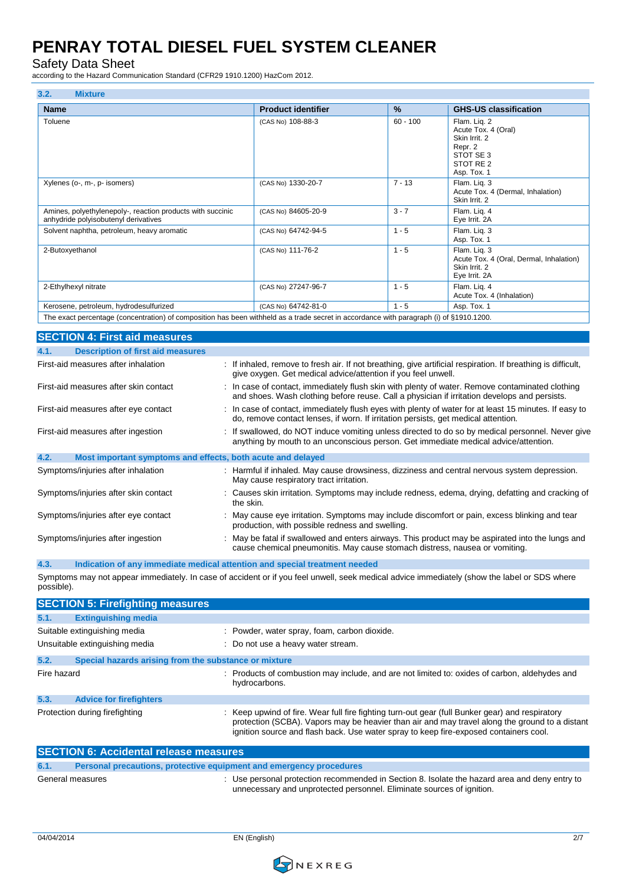### 3.2. Mixture

| Name | Product identifier | % | GHS-US classification |
|---|---|---|---|
| Toluene | (CAS No) 108-88-3 | 60 - 100 | Flam. Liq. 2<br>Acute Tox. 4 (Oral)<br>Skin Irrit. 2<br>Repr. 2<br>STOT SE 3<br>STOT RE 2<br>Asp. Tox. 1 |
| Xylenes (o-, m-, p- isomers) | (CAS No) 1330-20-7 | 7 - 13 | Flam. Liq. 3<br>Acute Tox. 4 (Dermal, Inhalation)<br>Skin Irrit. 2 |
| Amines, polyethylenepoly-, reaction products with succinic anhydride polyisobutenyl derivatives | (CAS No) 84605-20-9 | 3 - 7 | Flam. Liq. 4<br>Eye Irrit. 2A |
| Solvent naphtha, petroleum, heavy aromatic | (CAS No) 64742-94-5 | 1 - 5 | Flam. Liq. 3<br>Asp. Tox. 1 |
| 2-Butoxyethanol | (CAS No) 111-76-2 | 1 - 5 | Flam. Liq. 3<br>Acute Tox. 4 (Oral, Dermal, Inhalation)<br>Skin Irrit. 2<br>Eye Irrit. 2A |
| 2-Ethylhexyl nitrate | (CAS No) 27247-96-7 | 1 - 5 | Flam. Liq. 4<br>Acute Tox. 4 (Inhalation) |
| Kerosene, petroleum, hydrodesulfurized | (CAS No) 64742-81-0 | 1 - 5 | Asp. Tox. 1 |

The exact percentage (concentration) of composition has been withheld as a trade secret in accordance with paragraph (i) of §1910.1200.

## SECTION 4: First aid measures

### 4.1. Description of first aid measures

First-aid measures after inhalation : If inhaled, remove to fresh air. If not breathing, give artificial respiration. If breathing is difficult, give oxygen. Get medical advice/attention if you feel unwell.

First-aid measures after skin contact : In case of contact, immediately flush skin with plenty of water. Remove contaminated clothing and shoes. Wash clothing before reuse. Call a physician if irritation develops and persists.

First-aid measures after eye contact : In case of contact, immediately flush eyes with plenty of water for at least 15 minutes. If easy to do, remove contact lenses, if worn. If irritation persists, get medical attention.

First-aid measures after ingestion : If swallowed, do NOT induce vomiting unless directed to do so by medical personnel. Never give anything by mouth to an unconscious person. Get immediate medical advice/attention.

### 4.2. Most important symptoms and effects, both acute and delayed

Symptoms/injuries after inhalation : Harmful if inhaled. May cause drowsiness, dizziness and central nervous system depression. May cause respiratory tract irritation.

Symptoms/injuries after skin contact : Causes skin irritation. Symptoms may include redness, edema, drying, defatting and cracking of the skin.

Symptoms/injuries after eye contact : May cause eye irritation. Symptoms may include discomfort or pain, excess blinking and tear production, with possible redness and swelling.

Symptoms/injuries after ingestion : May be fatal if swallowed and enters airways. This product may be aspirated into the lungs and cause chemical pneumonitis. May cause stomach distress, nausea or vomiting.

### 4.3. Indication of any immediate medical attention and special treatment needed

Symptoms may not appear immediately. In case of accident or if you feel unwell, seek medical advice immediately (show the label or SDS where possible).

## SECTION 5: Firefighting measures

### 5.1. Extinguishing media

Suitable extinguishing media : Powder, water spray, foam, carbon dioxide.

Unsuitable extinguishing media : Do not use a heavy water stream.

### 5.2. Special hazards arising from the substance or mixture

Fire hazard : Products of combustion may include, and are not limited to: oxides of carbon, aldehydes and hydrocarbons.

### 5.3. Advice for firefighters

Protection during firefighting : Keep upwind of fire. Wear full fire fighting turn-out gear (full Bunker gear) and respiratory protection (SCBA). Vapors may be heavier than air and may travel along the ground to a distant ignition source and flash back. Use water spray to keep fire-exposed containers cool.

## SECTION 6: Accidental release measures

### 6.1. Personal precautions, protective equipment and emergency procedures

General measures : Use personal protection recommended in Section 8. Isolate the hazard area and deny entry to unnecessary and unprotected personnel. Eliminate sources of ignition.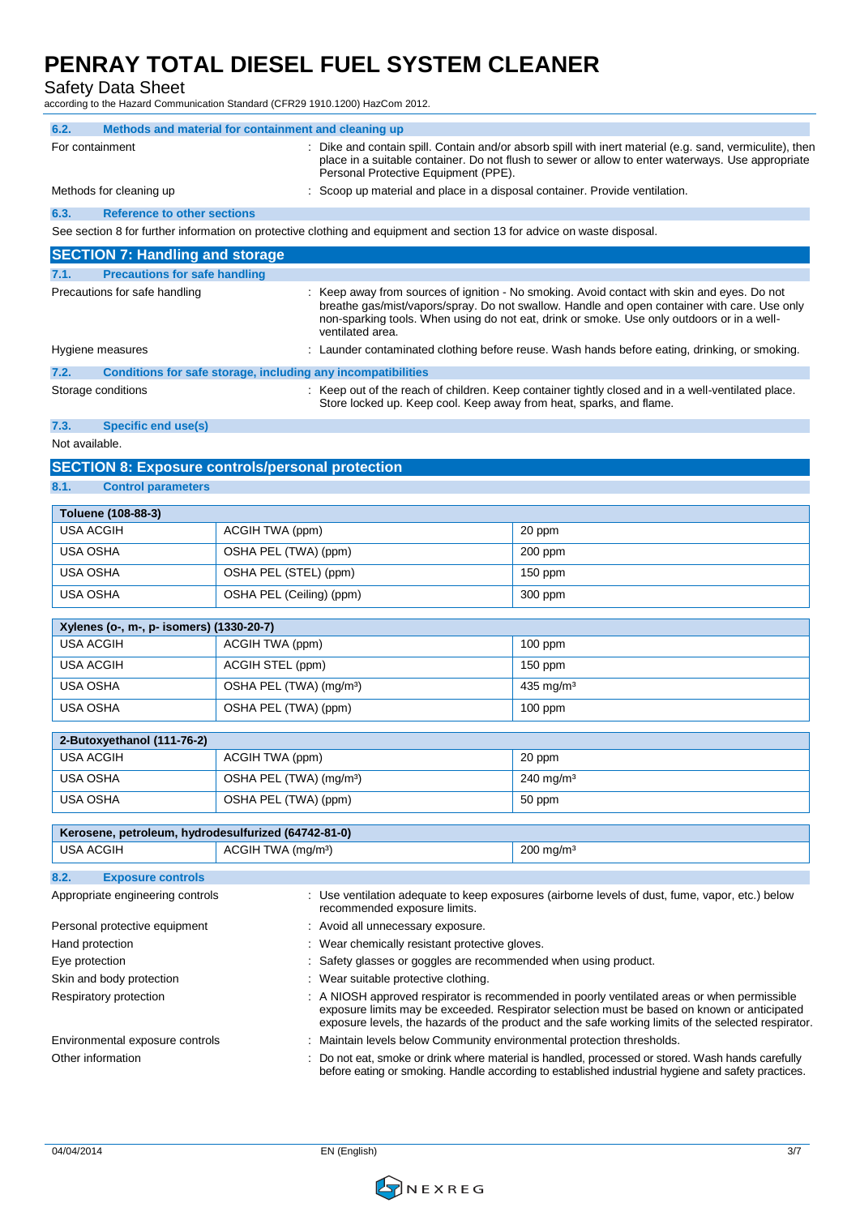#### 6.2. Methods and material for containment and cleaning up

| | |
|---|---|
| For containment | : Dike and contain spill. Contain and/or absorb spill with inert material (e.g. sand, vermiculite), then place in a suitable container. Do not flush to sewer or allow to enter waterways. Use appropriate Personal Protective Equipment (PPE). |
| Methods for cleaning up | : Scoop up material and place in a disposal container. Provide ventilation. |

#### 6.3. Reference to other sections

See section 8 for further information on protective clothing and equipment and section 13 for advice on waste disposal.

## SECTION 7: Handling and storage

#### 7.1. Precautions for safe handling

| | |
|---|---|
| Precautions for safe handling | : Keep away from sources of ignition - No smoking. Avoid contact with skin and eyes. Do not breathe gas/mist/vapors/spray. Do not swallow. Handle and open container with care. Use only non-sparking tools. When using do not eat, drink or smoke. Use only outdoors or in a well-ventilated area. |
| Hygiene measures | : Launder contaminated clothing before reuse. Wash hands before eating, drinking, or smoking. |

#### 7.2. Conditions for safe storage, including any incompatibilities

| | |
|---|---|
| Storage conditions | : Keep out of the reach of children. Keep container tightly closed and in a well-ventilated place. Store locked up. Keep cool. Keep away from heat, sparks, and flame. |

#### 7.3. Specific end use(s)

Not available.

## SECTION 8: Exposure controls/personal protection

#### 8.1. Control parameters

| Toluene (108-88-3) | | |
|---|---|---|
| USA ACGIH | ACGIH TWA (ppm) | 20 ppm |
| USA OSHA | OSHA PEL (TWA) (ppm) | 200 ppm |
| USA OSHA | OSHA PEL (STEL) (ppm) | 150 ppm |
| USA OSHA | OSHA PEL (Ceiling) (ppm) | 300 ppm |

| Xylenes (o-, m-, p- isomers) (1330-20-7) | | |
|---|---|---|
| USA ACGIH | ACGIH TWA (ppm) | 100 ppm |
| USA ACGIH | ACGIH STEL (ppm) | 150 ppm |
| USA OSHA | OSHA PEL (TWA) (mg/m³) | 435 mg/m³ |
| USA OSHA | OSHA PEL (TWA) (ppm) | 100 ppm |

| 2-Butoxyethanol (111-76-2) | | |
|---|---|---|
| USA ACGIH | ACGIH TWA (ppm) | 20 ppm |
| USA OSHA | OSHA PEL (TWA) (mg/m³) | 240 mg/m³ |
| USA OSHA | OSHA PEL (TWA) (ppm) | 50 ppm |

| Kerosene, petroleum, hydrodesulfurized (64742-81-0) | | |
|---|---|---|
| USA ACGIH | ACGIH TWA (mg/m³) | 200 mg/m³ |

#### 8.2. Exposure controls

| | |
|---|---|
| Appropriate engineering controls | : Use ventilation adequate to keep exposures (airborne levels of dust, fume, vapor, etc.) below recommended exposure limits. |
| Personal protective equipment | : Avoid all unnecessary exposure. |
| Hand protection | : Wear chemically resistant protective gloves. |
| Eye protection | : Safety glasses or goggles are recommended when using product. |
| Skin and body protection | : Wear suitable protective clothing. |
| Respiratory protection | : A NIOSH approved respirator is recommended in poorly ventilated areas or when permissible exposure limits may be exceeded. Respirator selection must be based on known or anticipated exposure levels, the hazards of the product and the safe working limits of the selected respirator. |
| Environmental exposure controls | : Maintain levels below Community environmental protection thresholds. |
| Other information | : Do not eat, smoke or drink where material is handled, processed or stored. Wash hands carefully before eating or smoking. Handle according to established industrial hygiene and safety practices. |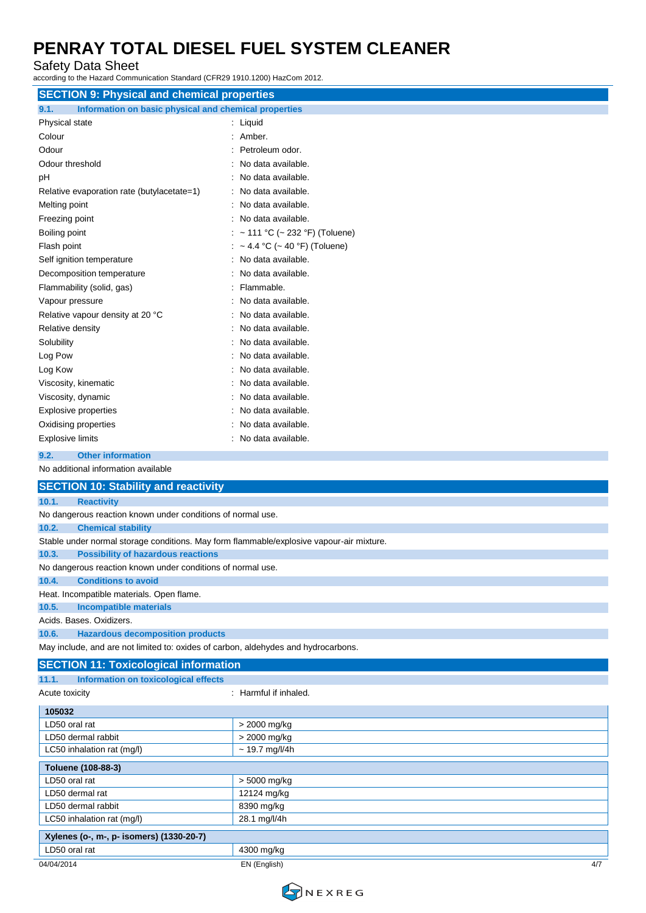## SECTION 9: Physical and chemical properties

### 9.1. Information on basic physical and chemical properties

| | |
|---|---|
| Physical state | : Liquid |
| Colour | : Amber. |
| Odour | : Petroleum odor. |
| Odour threshold | : No data available. |
| pH | : No data available. |
| Relative evaporation rate (butylacetate=1) | : No data available. |
| Melting point | : No data available. |
| Freezing point | : No data available. |
| Boiling point | : ~ 111 °C (~ 232 °F) (Toluene) |
| Flash point | : ~ 4.4 °C (~ 40 °F) (Toluene) |
| Self ignition temperature | : No data available. |
| Decomposition temperature | : No data available. |
| Flammability (solid, gas) | : Flammable. |
| Vapour pressure | : No data available. |
| Relative vapour density at 20 °C | : No data available. |
| Relative density | : No data available. |
| Solubility | : No data available. |
| Log Pow | : No data available. |
| Log Kow | : No data available. |
| Viscosity, kinematic | : No data available. |
| Viscosity, dynamic | : No data available. |
| Explosive properties | : No data available. |
| Oxidising properties | : No data available. |
| Explosive limits | : No data available. |

### 9.2. Other information

No additional information available

## SECTION 10: Stability and reactivity

### 10.1. Reactivity

No dangerous reaction known under conditions of normal use.

### 10.2. Chemical stability

Stable under normal storage conditions. May form flammable/explosive vapour-air mixture.

### 10.3. Possibility of hazardous reactions

No dangerous reaction known under conditions of normal use.

### 10.4. Conditions to avoid

Heat. Incompatible materials. Open flame.

### 10.5. Incompatible materials

Acids. Bases. Oxidizers.

### 10.6. Hazardous decomposition products

May include, and are not limited to: oxides of carbon, aldehydes and hydrocarbons.

## SECTION 11: Toxicological information

### 11.1. Information on toxicological effects

Acute toxicity : Harmful if inhaled.

| 105032 | |
|---|---|
| LD50 oral rat | > 2000 mg/kg |
| LD50 dermal rabbit | > 2000 mg/kg |
| LC50 inhalation rat (mg/l) | ~ 19.7 mg/l/4h |

| Toluene (108-88-3) | |
|---|---|
| LD50 oral rat | > 5000 mg/kg |
| LD50 dermal rat | 12124 mg/kg |
| LD50 dermal rabbit | 8390 mg/kg |
| LC50 inhalation rat (mg/l) | 28.1 mg/l/4h |

| Xylenes (o-, m-, p- isomers) (1330-20-7) | |
|---|---|
| LD50 oral rat | 4300 mg/kg |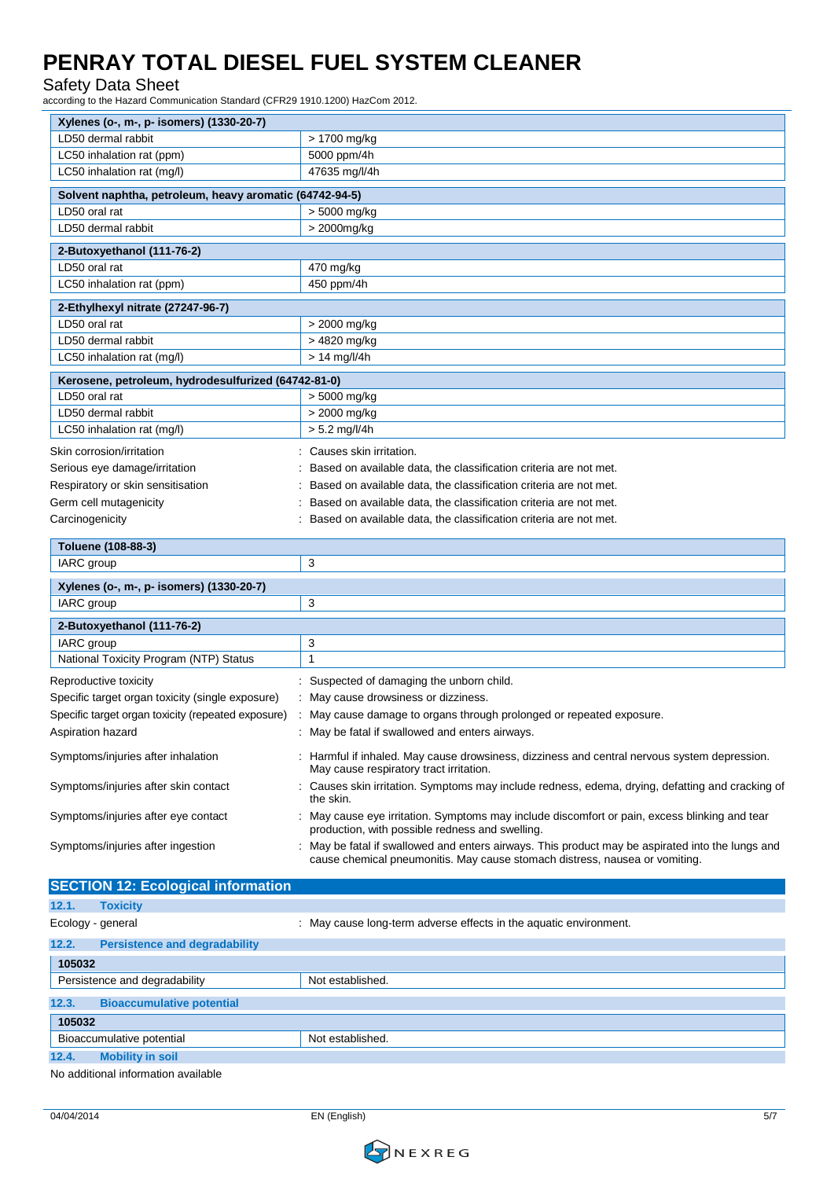| Xylenes (o-, m-, p- isomers) (1330-20-7) | |
|---|---|
| LD50 dermal rabbit | > 1700 mg/kg |
| LC50 inhalation rat (ppm) | 5000 ppm/4h |
| LC50 inhalation rat (mg/l) | 47635 mg/l/4h |

| Solvent naphtha, petroleum, heavy aromatic (64742-94-5) | |
|---|---|
| LD50 oral rat | > 5000 mg/kg |
| LD50 dermal rabbit | > 2000mg/kg |

| 2-Butoxyethanol (111-76-2) | |
|---|---|
| LD50 oral rat | 470 mg/kg |
| LC50 inhalation rat (ppm) | 450 ppm/4h |

| 2-Ethylhexyl nitrate (27247-96-7) | |
|---|---|
| LD50 oral rat | > 2000 mg/kg |
| LD50 dermal rabbit | > 4820 mg/kg |
| LC50 inhalation rat (mg/l) | > 14 mg/l/4h |

| Kerosene, petroleum, hydrodesulfurized (64742-81-0) | |
|---|---|
| LD50 oral rat | > 5000 mg/kg |
| LD50 dermal rabbit | > 2000 mg/kg |
| LC50 inhalation rat (mg/l) | > 5.2 mg/l/4h |

Skin corrosion/irritation : Causes skin irritation.

Serious eye damage/irritation : Based on available data, the classification criteria are not met.

Respiratory or skin sensitisation : Based on available data, the classification criteria are not met.

Germ cell mutagenicity : Based on available data, the classification criteria are not met.

Carcinogenicity : Based on available data, the classification criteria are not met.

| Toluene (108-88-3) | |
|---|---|
| IARC group | 3 |

| Xylenes (o-, m-, p- isomers) (1330-20-7) | |
|---|---|
| IARC group | 3 |

| 2-Butoxyethanol (111-76-2) | |
|---|---|
| IARC group | 3 |
| National Toxicity Program (NTP) Status | 1 |

Reproductive toxicity : Suspected of damaging the unborn child.

Specific target organ toxicity (single exposure) : May cause drowsiness or dizziness.

Specific target organ toxicity (repeated exposure) : May cause damage to organs through prolonged or repeated exposure.

Aspiration hazard : May be fatal if swallowed and enters airways.

Symptoms/injuries after inhalation : Harmful if inhaled. May cause drowsiness, dizziness and central nervous system depression. May cause respiratory tract irritation.

Symptoms/injuries after skin contact : Causes skin irritation. Symptoms may include redness, edema, drying, defatting and cracking of the skin.

Symptoms/injuries after eye contact : May cause eye irritation. Symptoms may include discomfort or pain, excess blinking and tear production, with possible redness and swelling.

Symptoms/injuries after ingestion : May be fatal if swallowed and enters airways. This product may be aspirated into the lungs and cause chemical pneumonitis. May cause stomach distress, nausea or vomiting.

## SECTION 12: Ecological information

### 12.1. Toxicity

Ecology - general : May cause long-term adverse effects in the aquatic environment.

### 12.2. Persistence and degradability

| 105032 | |
|---|---|
| Persistence and degradability | Not established. |

### 12.3. Bioaccumulative potential

| 105032 | |
|---|---|
| Bioaccumulative potential | Not established. |

### 12.4. Mobility in soil

No additional information available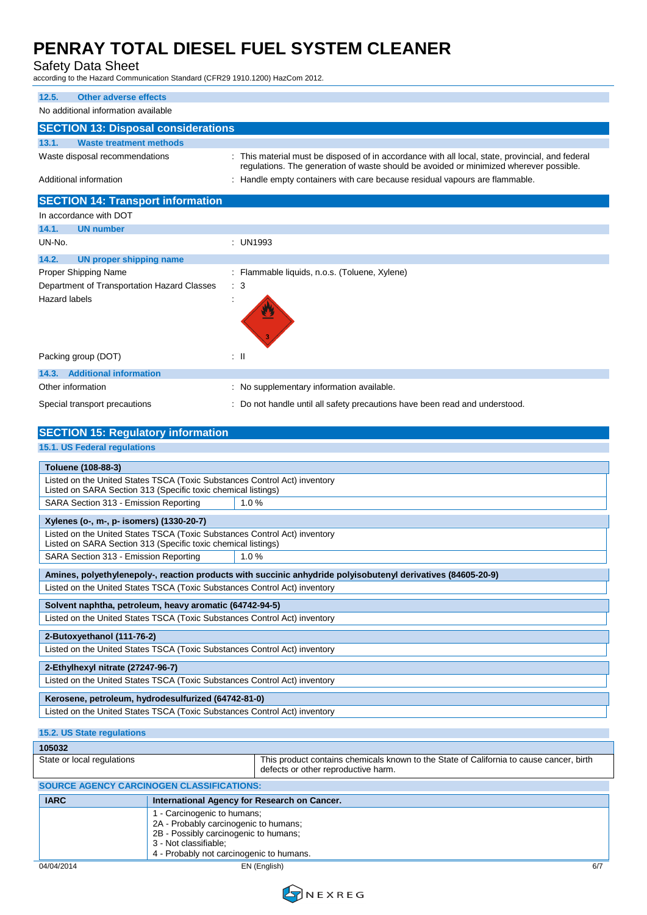### 12.5. Other adverse effects

No additional information available

## SECTION 13: Disposal considerations

### 13.1. Waste treatment methods

Waste disposal recommendations : This material must be disposed of in accordance with all local, state, provincial, and federal regulations. The generation of waste should be avoided or minimized wherever possible.

Additional information : Handle empty containers with care because residual vapours are flammable.

## SECTION 14: Transport information

In accordance with DOT

### 14.1. UN number

UN-No. : UN1993

### 14.2. UN proper shipping name

Proper Shipping Name : Flammable liquids, n.o.s. (Toluene, Xylene)

Department of Transportation Hazard Classes : 3

Hazard labels :

Packing group (DOT) : II

### 14.3. Additional information

Other information : No supplementary information available.

Special transport precautions : Do not handle until all safety precautions have been read and understood.

## SECTION 15: Regulatory information

### 15.1. US Federal regulations

| **Toluene (108-88-3)** | |
|---|---|
| Listed on the United States TSCA (Toxic Substances Control Act) inventory<br>Listed on SARA Section 313 (Specific toxic chemical listings) | |
| SARA Section 313 - Emission Reporting | 1.0 % |

| **Xylenes (o-, m-, p- isomers) (1330-20-7)** | |
|---|---|
| Listed on the United States TSCA (Toxic Substances Control Act) inventory<br>Listed on SARA Section 313 (Specific toxic chemical listings) | |
| SARA Section 313 - Emission Reporting | 1.0 % |

| **Amines, polyethylenepoly-, reaction products with succinic anhydride polyisobutenyl derivatives (84605-20-9)** |
|---|
| Listed on the United States TSCA (Toxic Substances Control Act) inventory |

| **Solvent naphtha, petroleum, heavy aromatic (64742-94-5)** |
|---|
| Listed on the United States TSCA (Toxic Substances Control Act) inventory |

| **2-Butoxyethanol (111-76-2)** |
|---|
| Listed on the United States TSCA (Toxic Substances Control Act) inventory |

| **2-Ethylhexyl nitrate (27247-96-7)** |
|---|
| Listed on the United States TSCA (Toxic Substances Control Act) inventory |

| **Kerosene, petroleum, hydrodesulfurized (64742-81-0)** |
|---|
| Listed on the United States TSCA (Toxic Substances Control Act) inventory |

### 15.2. US State regulations

| **105032** | |
|---|---|
| State or local regulations | This product contains chemicals known to the State of California to cause cancer, birth defects or other reproductive harm. |

**SOURCE AGENCY CARCINOGEN CLASSIFICATIONS:**

| **IARC** | **International Agency for Research on Cancer.** |
|---|---|
| | 1 - Carcinogenic to humans;<br>2A - Probably carcinogenic to humans;<br>2B - Possibly carcinogenic to humans;<br>3 - Not classifiable;<br>4 - Probably not carcinogenic to humans. |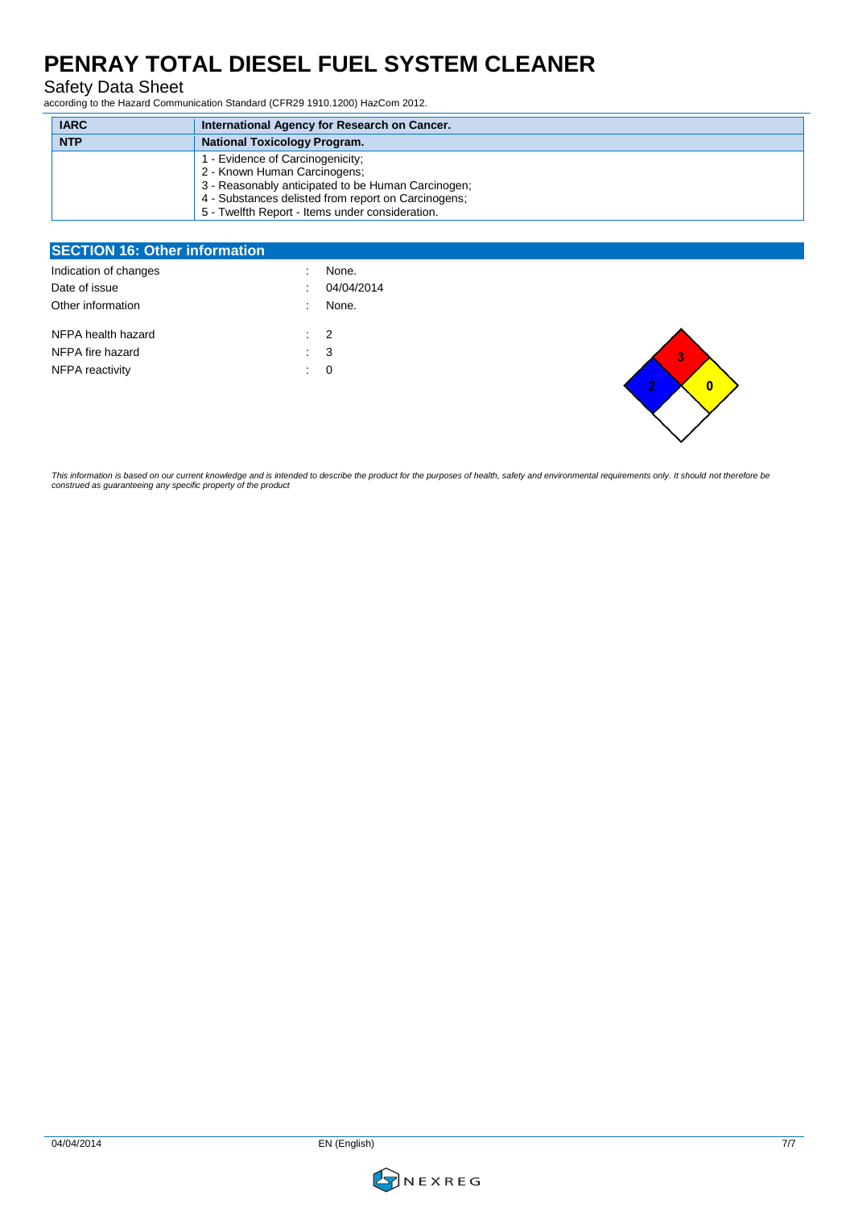| | |
|---|---|
| **IARC** | **International Agency for Research on Cancer.** |
| **NTP** | **National Toxicology Program.** |
| | 1 - Evidence of Carcinogenicity;<br>2 - Known Human Carcinogens;<br>3 - Reasonably anticipated to be Human Carcinogen;<br>4 - Substances delisted from report on Carcinogens;<br>5 - Twelfth Report - Items under consideration. |

## SECTION 16: Other information

Indication of changes : None.

Date of issue : 04/04/2014

Other information : None.

NFPA health hazard : 2

NFPA fire hazard : 3

NFPA reactivity : 0

3

2 0

*This information is based on our current knowledge and is intended to describe the product for the purposes of health, safety and environmental requirements only. It should not therefore be construed as guaranteeing any specific property of the product*